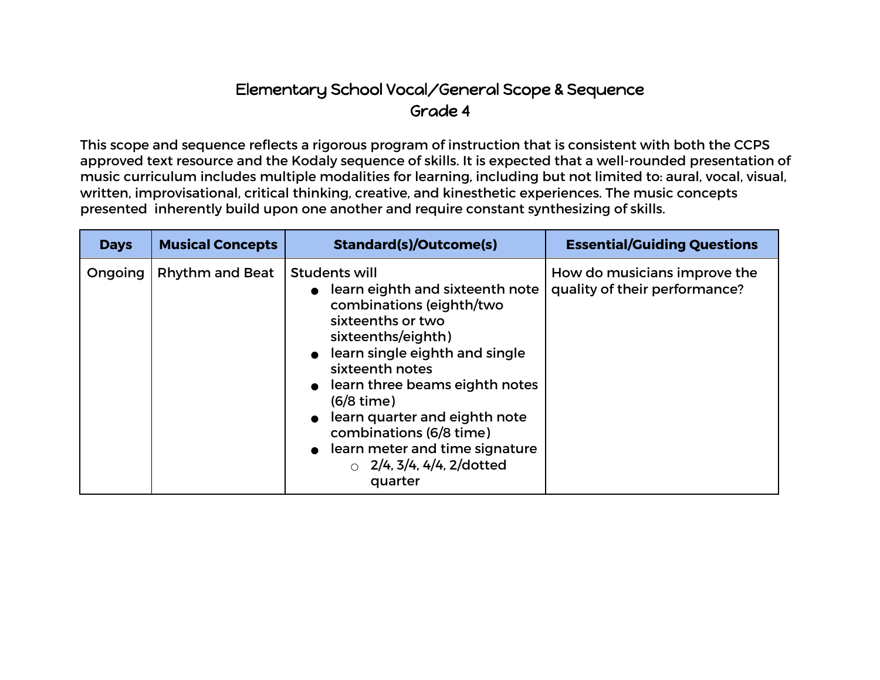# Elementary School Vocal/General Scope & Sequence
## Grade 4

This scope and sequence reflects a rigorous program of instruction that is consistent with both the CCPS approved text resource and the Kodaly sequence of skills. It is expected that a well-rounded presentation of music curriculum includes multiple modalities for learning, including but not limited to: aural, vocal, visual, written, improvisational, critical thinking, creative, and kinesthetic experiences. The music concepts presented inherently build upon one another and require constant synthesizing of skills.

| Days | Musical Concepts | Standard(s)/Outcome(s) | Essential/Guiding Questions |
|---|---|---|---|
| Ongoing | Rhythm and Beat | Students will<br>• learn eighth and sixteenth note combinations (eighth/two sixteenths or two sixteenths/eighth)<br>• learn single eighth and single sixteenth notes<br>• learn three beams eighth notes (6/8 time)<br>• learn quarter and eighth note combinations (6/8 time)<br>• learn meter and time signature<br>&nbsp;&nbsp;&nbsp;&nbsp;○ 2/4, 3/4, 4/4, 2/dotted quarter | How do musicians improve the quality of their performance? |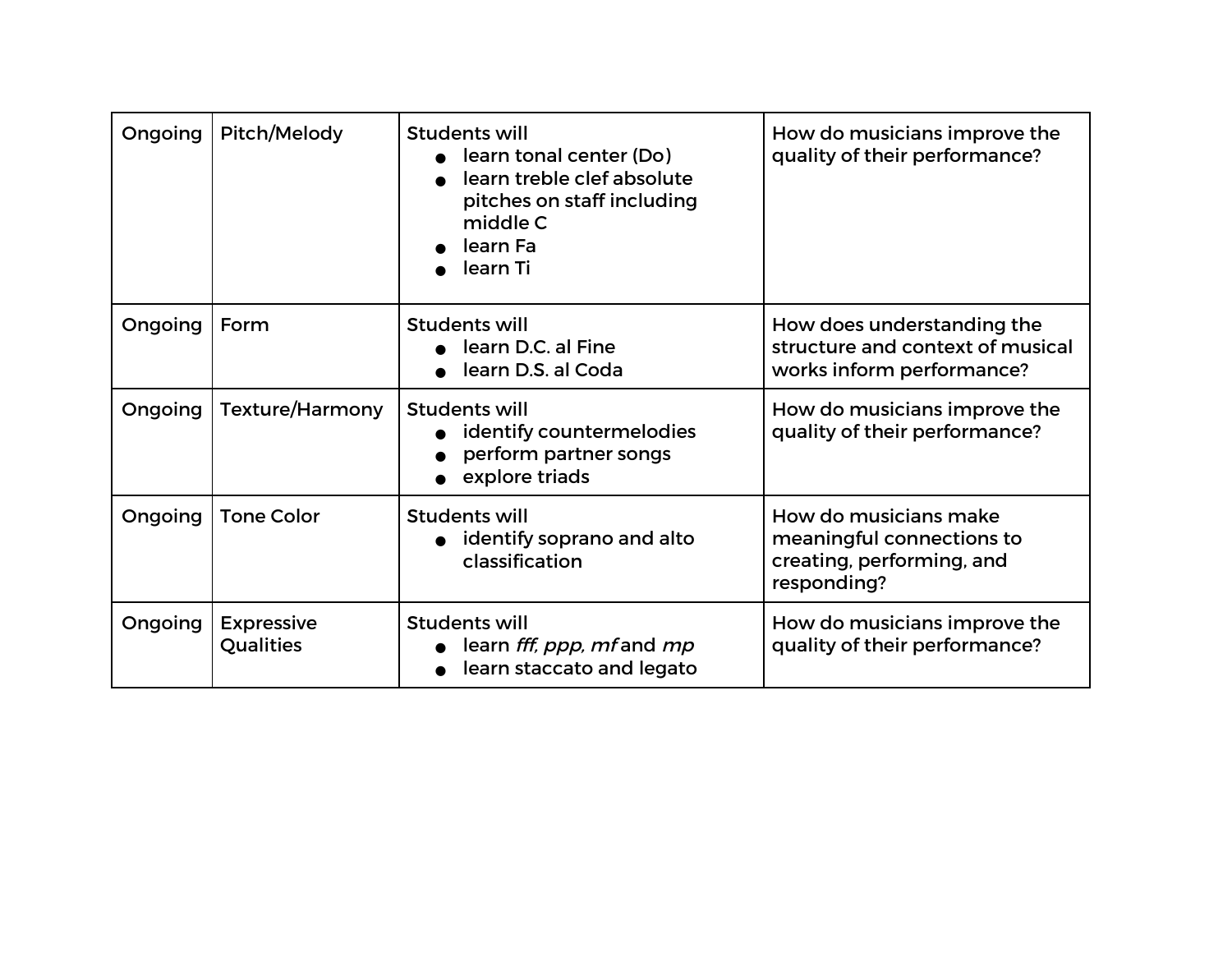| | | | |
|---|---|---|---|
| Ongoing | Pitch/Melody | Students will<br>• learn tonal center (Do)<br>• learn treble clef absolute pitches on staff including middle C<br>• learn Fa<br>• learn Ti | How do musicians improve the quality of their performance? |
| Ongoing | Form | Students will<br>• learn D.C. al Fine<br>• learn D.S. al Coda | How does understanding the structure and context of musical works inform performance? |
| Ongoing | Texture/Harmony | Students will<br>• identify countermelodies<br>• perform partner songs<br>• explore triads | How do musicians improve the quality of their performance? |
| Ongoing | Tone Color | Students will<br>• identify soprano and alto classification | How do musicians make meaningful connections to creating, performing, and responding? |
| Ongoing | Expressive Qualities | Students will<br>• learn *fff, ppp, mf* and *mp*<br>• learn staccato and legato | How do musicians improve the quality of their performance? |